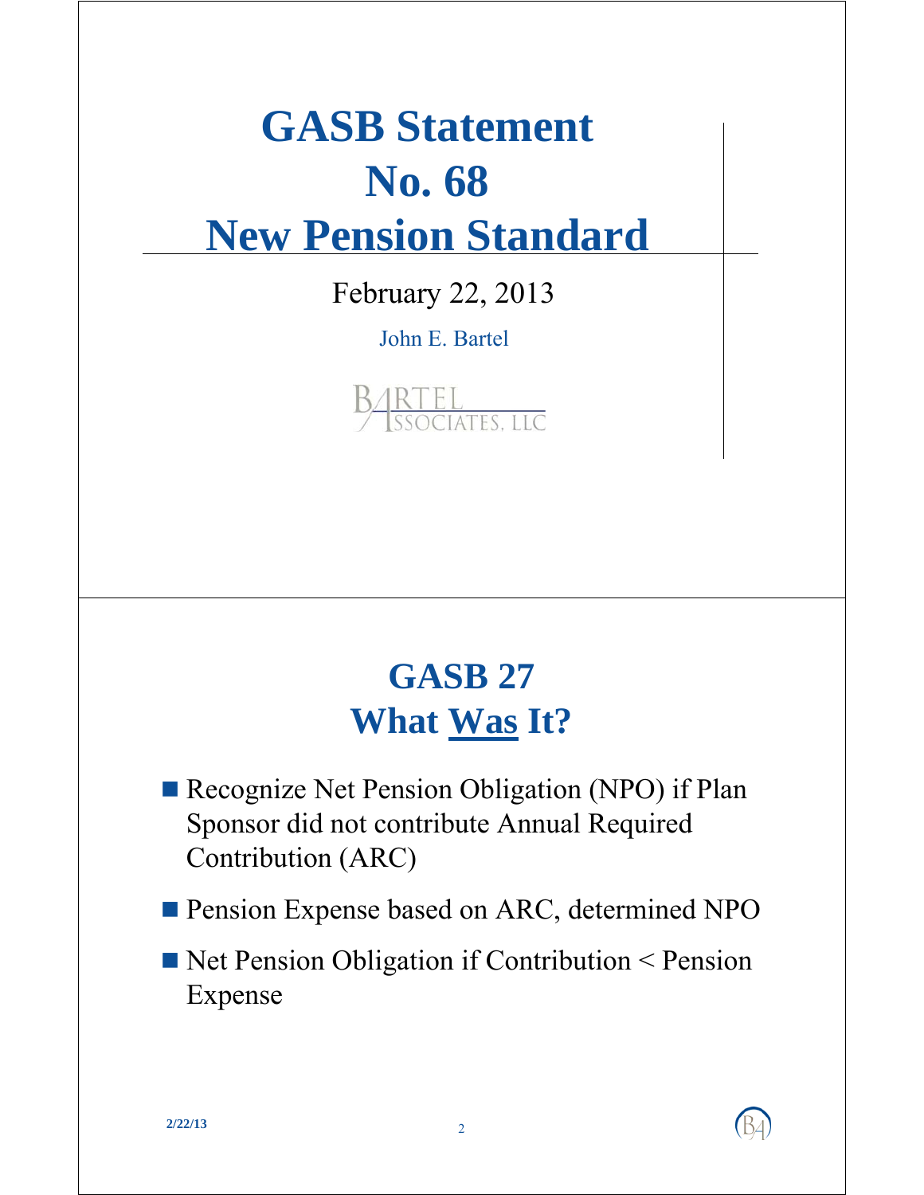# GASB Statement No. 68 New Pension Standard

February 22, 2013

John E. Bartel

Bartel Associates, LLC

## GASB 27 What Was It?

- Recognize Net Pension Obligation (NPO) if Plan Sponsor did not contribute Annual Required Contribution (ARC)
- Pension Expense based on ARC, determined NPO
- Net Pension Obligation if Contribution < Pension Expense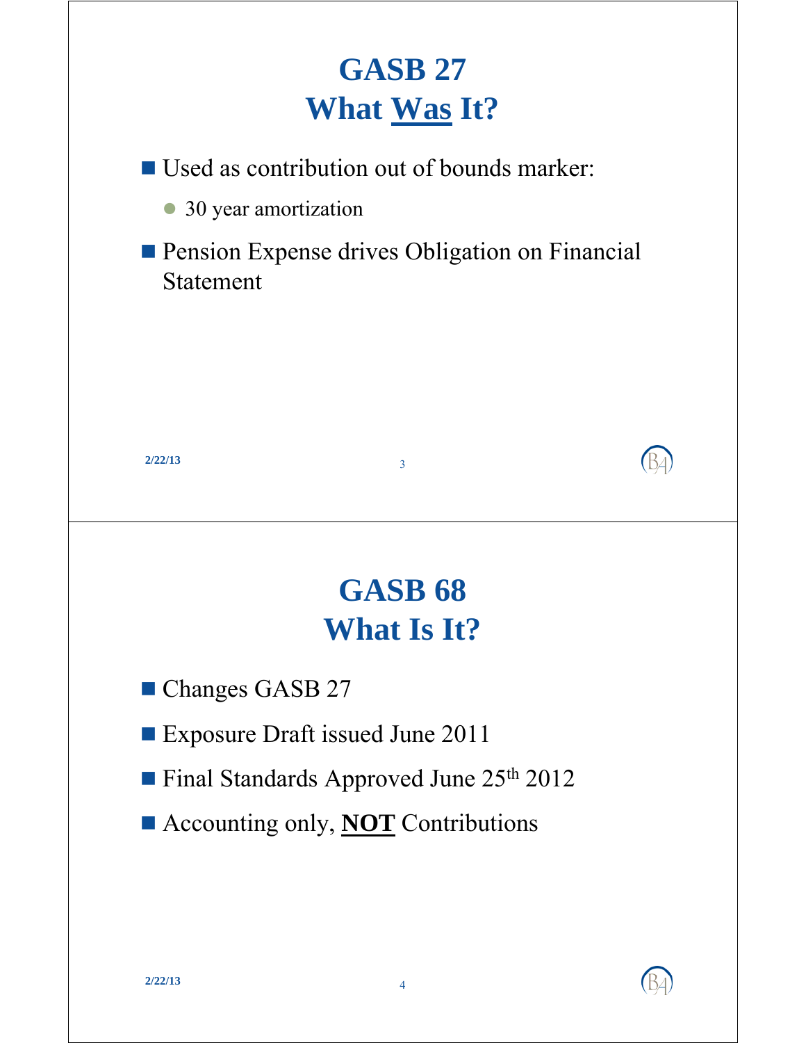# GASB 27
# What <u>Was</u> It?

- Used as contribution out of bounds marker:
  - 30 year amortization
- Pension Expense drives Obligation on Financial Statement

# GASB 68
# What Is It?

- Changes GASB 27
- Exposure Draft issued June 2011
- Final Standards Approved June 25th 2012
- Accounting only, **<u>NOT</u>** Contributions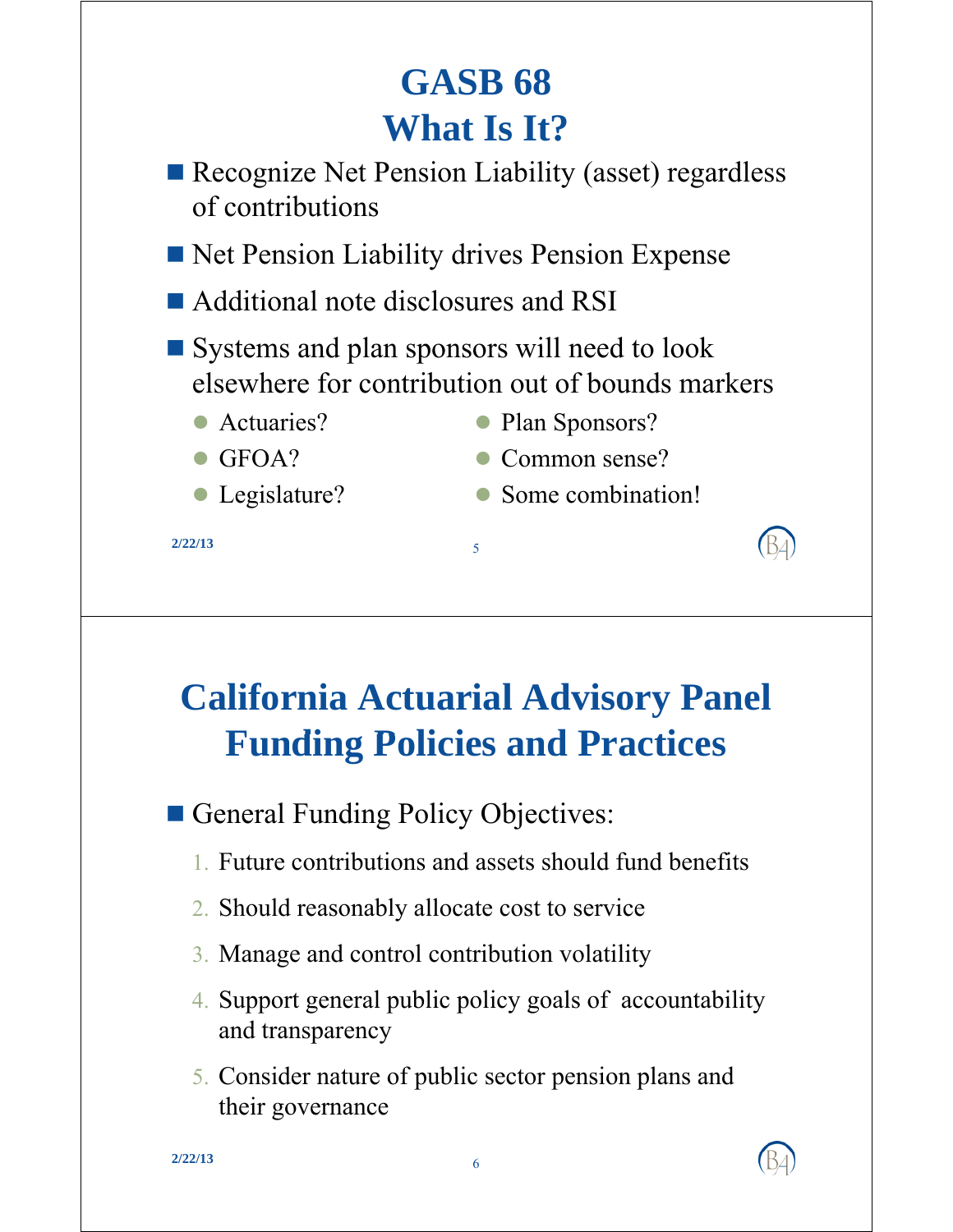# GASB 68 What Is It?

- Recognize Net Pension Liability (asset) regardless of contributions
- Net Pension Liability drives Pension Expense
- Additional note disclosures and RSI
- Systems and plan sponsors will need to look elsewhere for contribution out of bounds markers
  - Actuaries?
  - GFOA?
  - Legislature?
  - Plan Sponsors?
  - Common sense?
  - Some combination!

# California Actuarial Advisory Panel Funding Policies and Practices

- General Funding Policy Objectives:
  1. Future contributions and assets should fund benefits
  2. Should reasonably allocate cost to service
  3. Manage and control contribution volatility
  4. Support general public policy goals of accountability and transparency
  5. Consider nature of public sector pension plans and their governance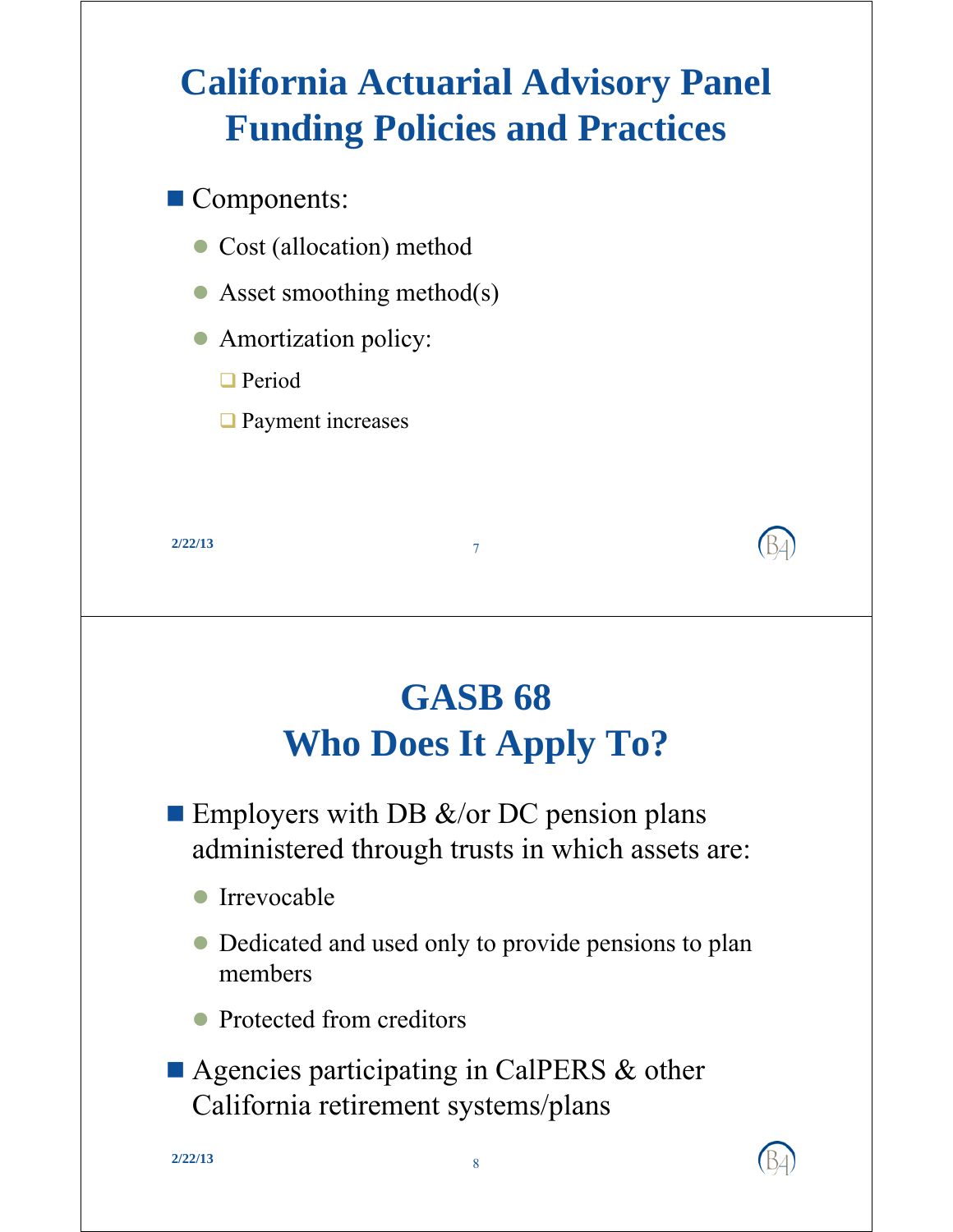# California Actuarial Advisory Panel Funding Policies and Practices

- Components:
  - Cost (allocation) method
  - Asset smoothing method(s)
  - Amortization policy:
    - Period
    - Payment increases

# GASB 68 Who Does It Apply To?

- Employers with DB &/or DC pension plans administered through trusts in which assets are:
  - Irrevocable
  - Dedicated and used only to provide pensions to plan members
  - Protected from creditors
- Agencies participating in CalPERS & other California retirement systems/plans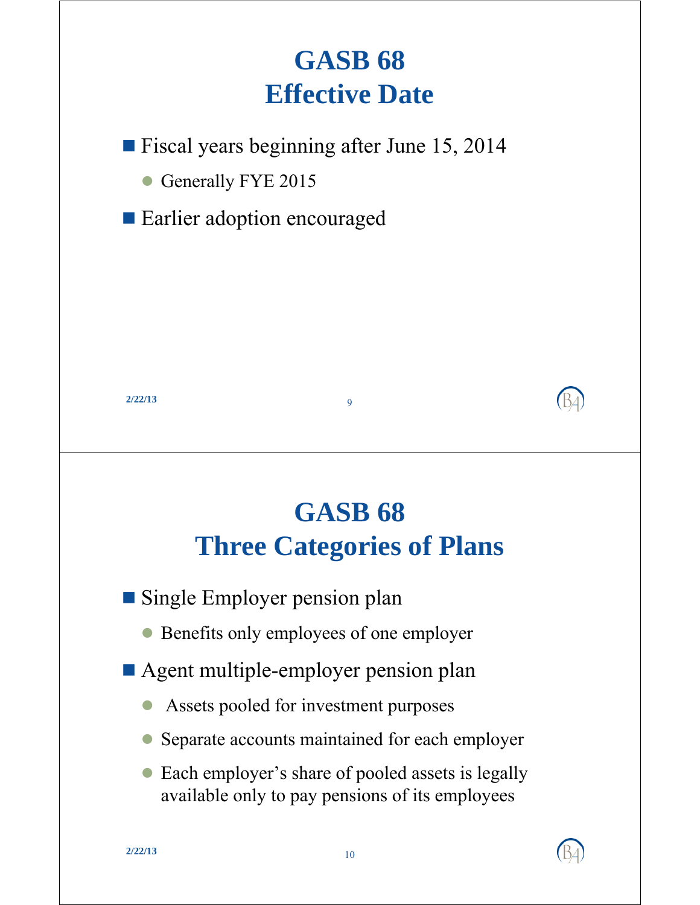# GASB 68
# Effective Date

- Fiscal years beginning after June 15, 2014
  - Generally FYE 2015
- Earlier adoption encouraged

# GASB 68
# Three Categories of Plans

- Single Employer pension plan
  - Benefits only employees of one employer
- Agent multiple-employer pension plan
  - Assets pooled for investment purposes
  - Separate accounts maintained for each employer
  - Each employer's share of pooled assets is legally available only to pay pensions of its employees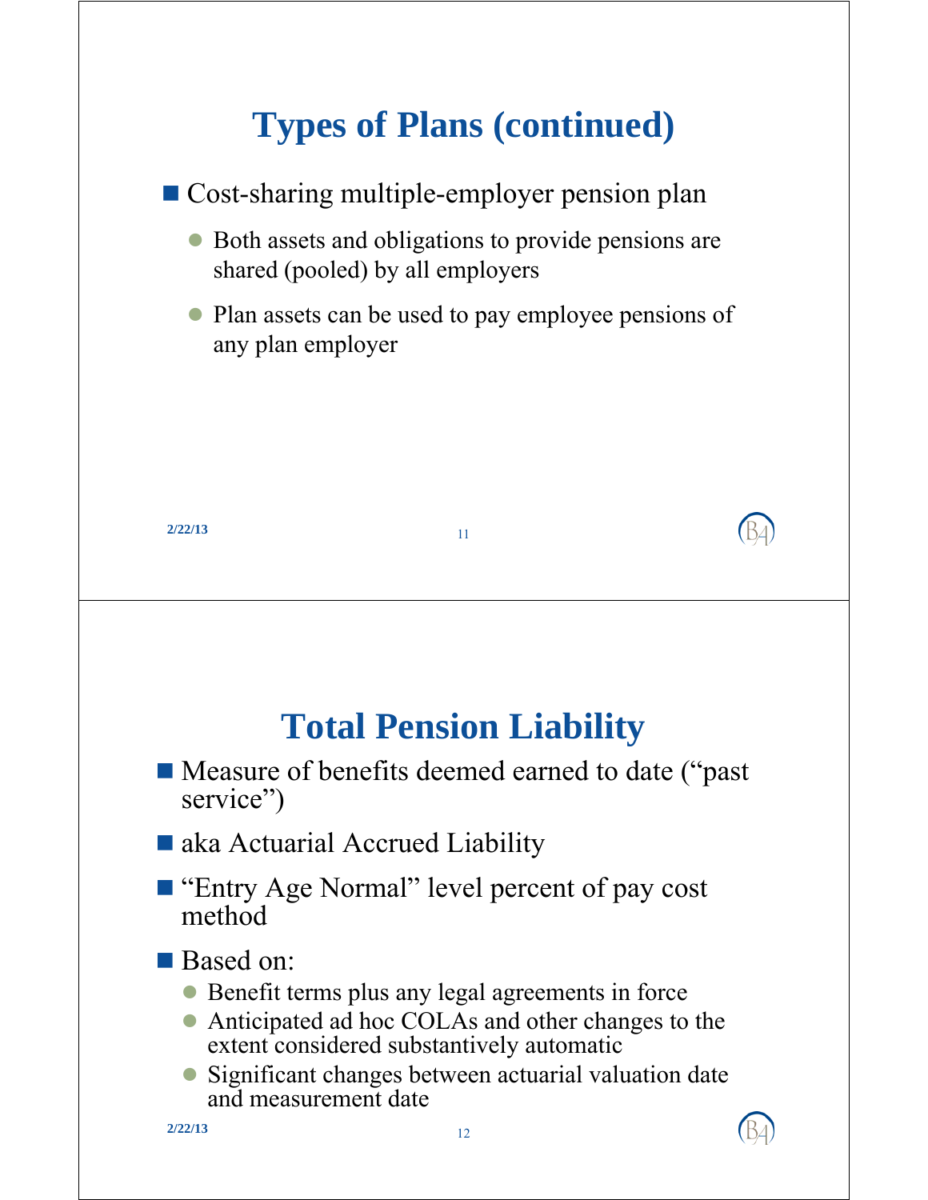# Types of Plans (continued)

- Cost-sharing multiple-employer pension plan
  - Both assets and obligations to provide pensions are shared (pooled) by all employers
  - Plan assets can be used to pay employee pensions of any plan employer

# Total Pension Liability

- Measure of benefits deemed earned to date ("past service")
- aka Actuarial Accrued Liability
- "Entry Age Normal" level percent of pay cost method
- Based on:
  - Benefit terms plus any legal agreements in force
  - Anticipated ad hoc COLAs and other changes to the extent considered substantively automatic
  - Significant changes between actuarial valuation date and measurement date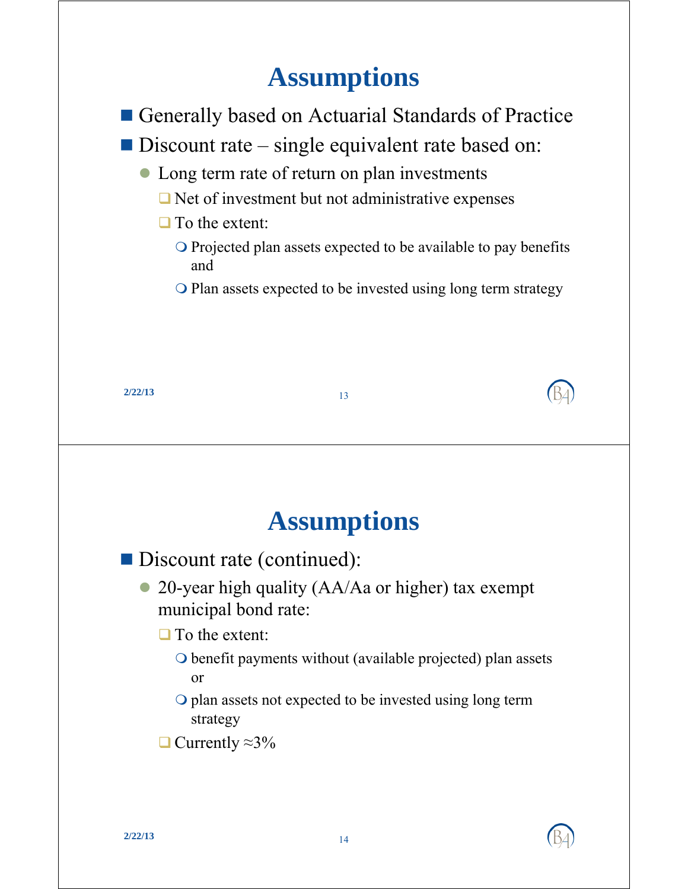# Assumptions

- Generally based on Actuarial Standards of Practice
- Discount rate – single equivalent rate based on:
  - Long term rate of return on plan investments
    - Net of investment but not administrative expenses
    - To the extent:
      - Projected plan assets expected to be available to pay benefits and
      - Plan assets expected to be invested using long term strategy

# Assumptions

- Discount rate (continued):
  - 20-year high quality (AA/Aa or higher) tax exempt municipal bond rate:
    - To the extent:
      - benefit payments without (available projected) plan assets or
      - plan assets not expected to be invested using long term strategy
    - Currently ≈3%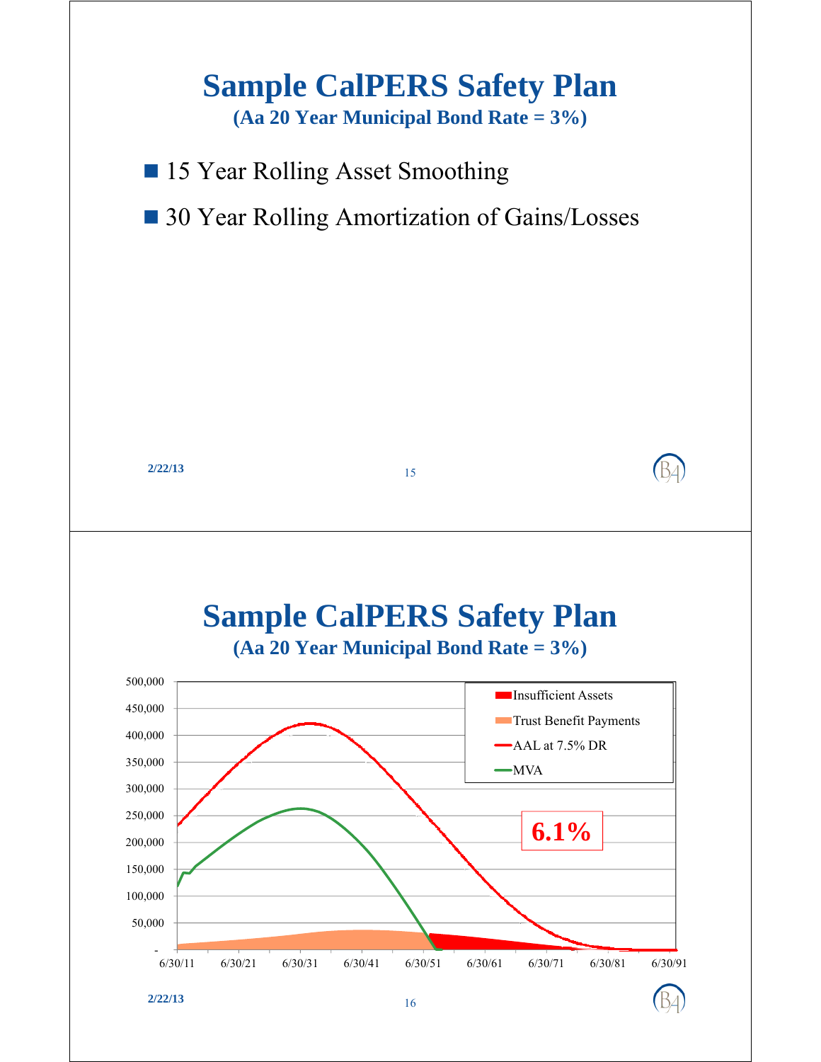# Sample CalPERS Safety Plan

**(Aa 20 Year Municipal Bond Rate = 3%)**

- 15 Year Rolling Asset Smoothing
- 30 Year Rolling Amortization of Gains/Losses

# Sample CalPERS Safety Plan

**(Aa 20 Year Municipal Bond Rate = 3%)**

500,000
450,000
400,000
350,000
300,000
250,000
200,000
150,000
100,000
50,000
-

6/30/11 6/30/21 6/30/31 6/30/41 6/30/51 6/30/61 6/30/71 6/30/81 6/30/91

Insufficient Assets
Trust Benefit Payments
AAL at 7.5% DR
MVA

6.1%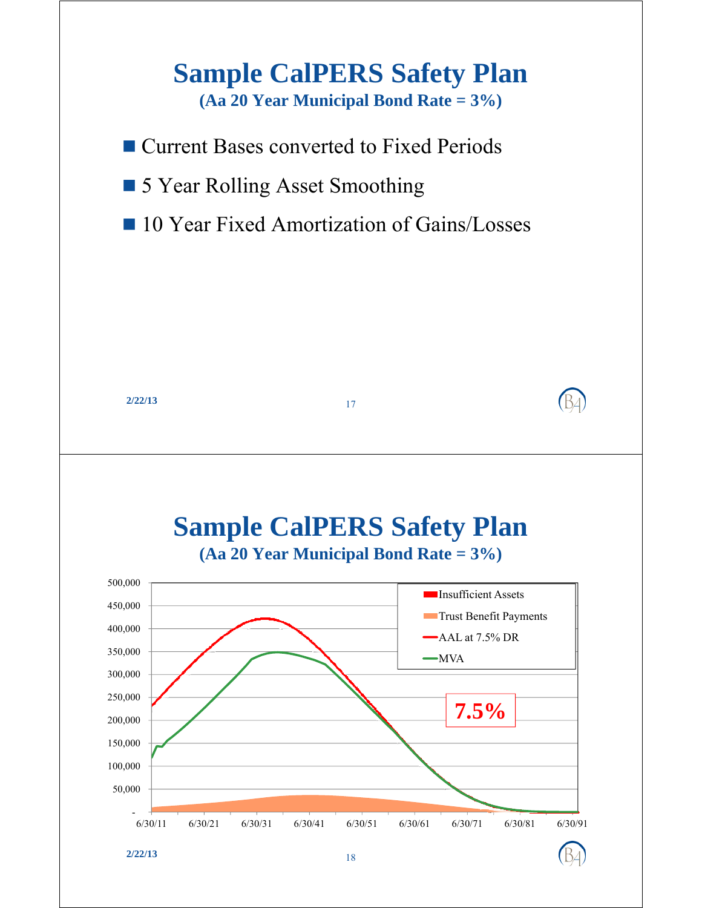# Sample CalPERS Safety Plan

**(Aa 20 Year Municipal Bond Rate = 3%)**

- Current Bases converted to Fixed Periods
- 5 Year Rolling Asset Smoothing
- 10 Year Fixed Amortization of Gains/Losses

2/22/13

# Sample CalPERS Safety Plan

**(Aa 20 Year Municipal Bond Rate = 3%)**

Legend: Insufficient Assets; Trust Benefit Payments; AAL at 7.5% DR; MVA

7.5%

Y-axis: -, 50,000, 100,000, 150,000, 200,000, 250,000, 300,000, 350,000, 400,000, 450,000, 500,000

X-axis: 6/30/11, 6/30/21, 6/30/31, 6/30/41, 6/30/51, 6/30/61, 6/30/71, 6/30/81, 6/30/91

2/22/13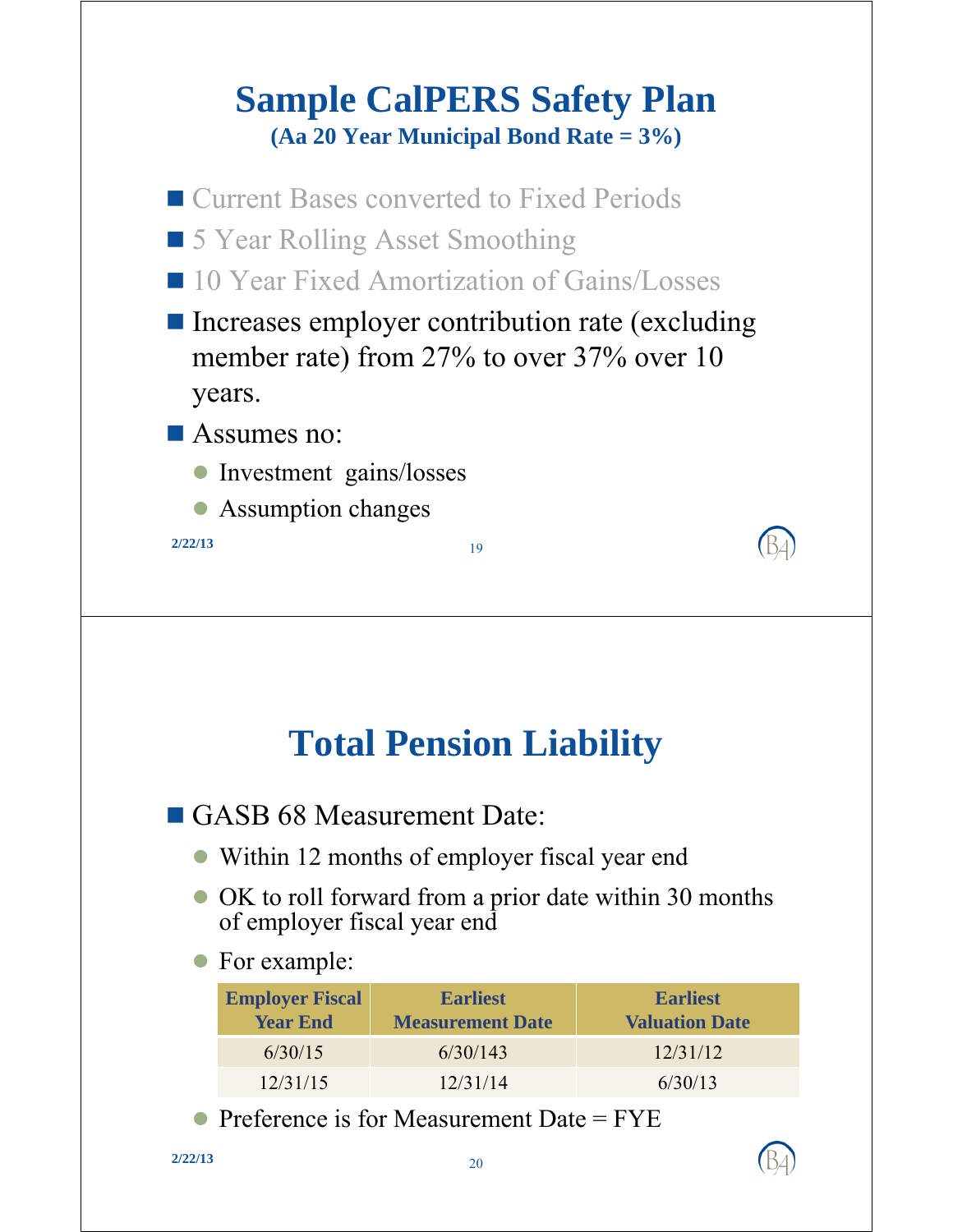# Sample CalPERS Safety Plan

**(Aa 20 Year Municipal Bond Rate = 3%)**

- Current Bases converted to Fixed Periods
- 5 Year Rolling Asset Smoothing
- 10 Year Fixed Amortization of Gains/Losses
- Increases employer contribution rate (excluding member rate) from 27% to over 37% over 10 years.
- Assumes no:
  - Investment gains/losses
  - Assumption changes

2/22/13

# Total Pension Liability

- GASB 68 Measurement Date:
  - Within 12 months of employer fiscal year end
  - OK to roll forward from a prior date within 30 months of employer fiscal year end
  - For example:

| Employer Fiscal Year End | Earliest Measurement Date | Earliest Valuation Date |
|---|---|---|
| 6/30/15 | 6/30/143 | 12/31/12 |
| 12/31/15 | 12/31/14 | 6/30/13 |

  - Preference is for Measurement Date = FYE

2/22/13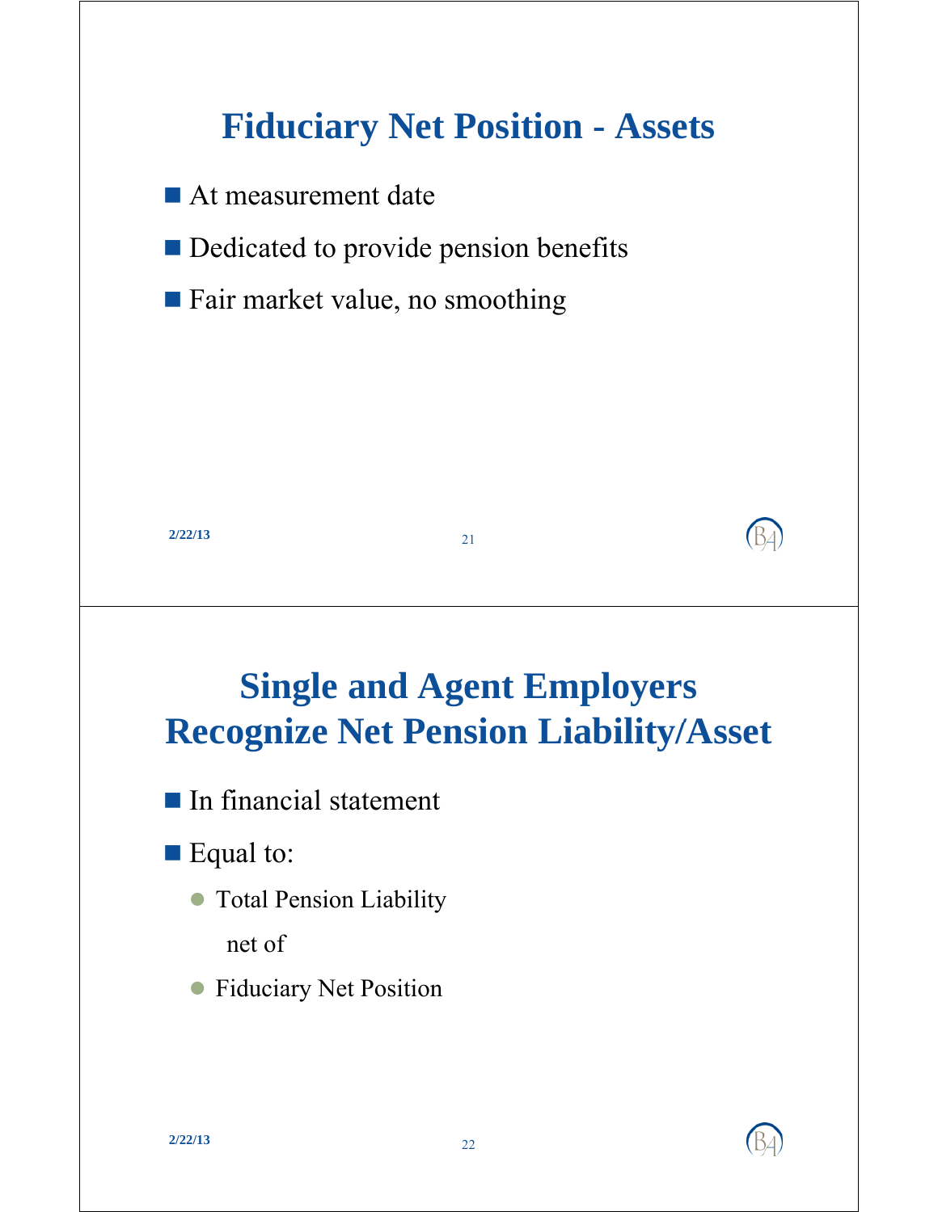# Fiduciary Net Position - Assets

- At measurement date
- Dedicated to provide pension benefits
- Fair market value, no smoothing

# Single and Agent Employers Recognize Net Pension Liability/Asset

- In financial statement
- Equal to:
  - Total Pension Liability

    net of
  - Fiduciary Net Position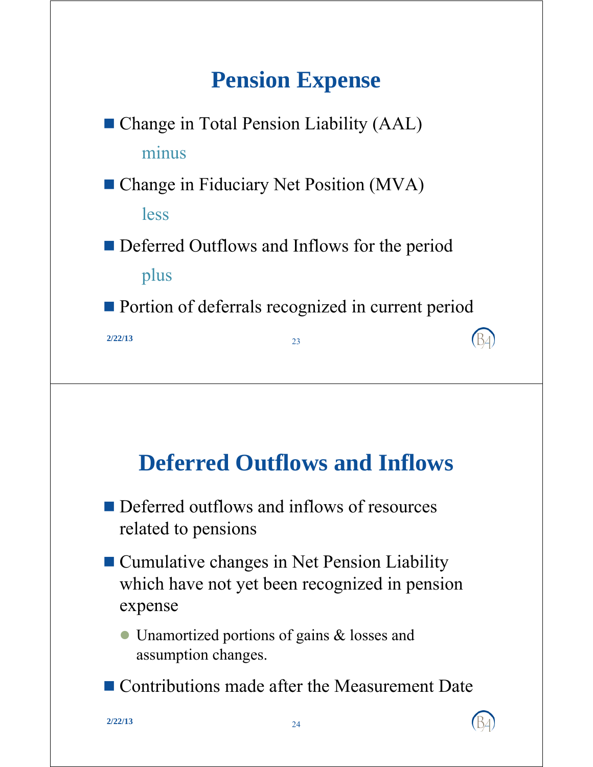# Pension Expense

- Change in Total Pension Liability (AAL)

  minus

- Change in Fiduciary Net Position (MVA)

  less

- Deferred Outflows and Inflows for the period

  plus

- Portion of deferrals recognized in current period

# Deferred Outflows and Inflows

- Deferred outflows and inflows of resources related to pensions
- Cumulative changes in Net Pension Liability which have not yet been recognized in pension expense
  - Unamortized portions of gains & losses and assumption changes.
- Contributions made after the Measurement Date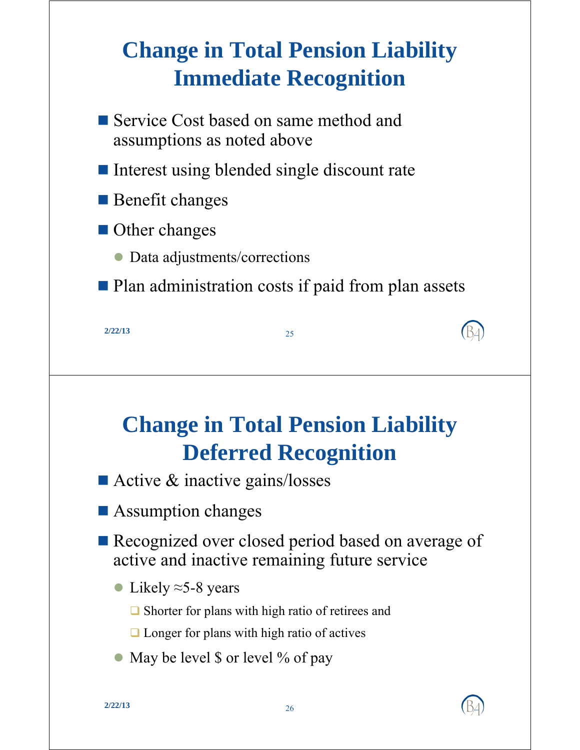# Change in Total Pension Liability Immediate Recognition

- Service Cost based on same method and assumptions as noted above
- Interest using blended single discount rate
- Benefit changes
- Other changes
  - Data adjustments/corrections
- Plan administration costs if paid from plan assets

2/22/13

# Change in Total Pension Liability Deferred Recognition

- Active & inactive gains/losses
- Assumption changes
- Recognized over closed period based on average of active and inactive remaining future service
  - Likely ≈5-8 years
    - Shorter for plans with high ratio of retirees and
    - Longer for plans with high ratio of actives
  - May be level $ or level % of pay

2/22/13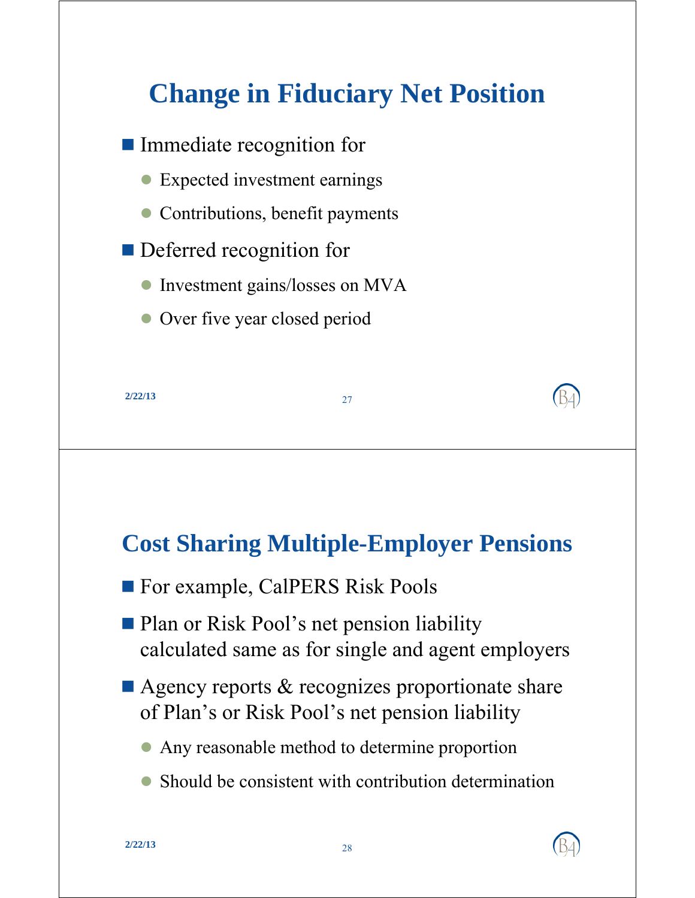## Change in Fiduciary Net Position

- Immediate recognition for
  - Expected investment earnings
  - Contributions, benefit payments
- Deferred recognition for
  - Investment gains/losses on MVA
  - Over five year closed period

## Cost Sharing Multiple-Employer Pensions

- For example, CalPERS Risk Pools
- Plan or Risk Pool's net pension liability calculated same as for single and agent employers
- Agency reports & recognizes proportionate share of Plan's or Risk Pool's net pension liability
  - Any reasonable method to determine proportion
  - Should be consistent with contribution determination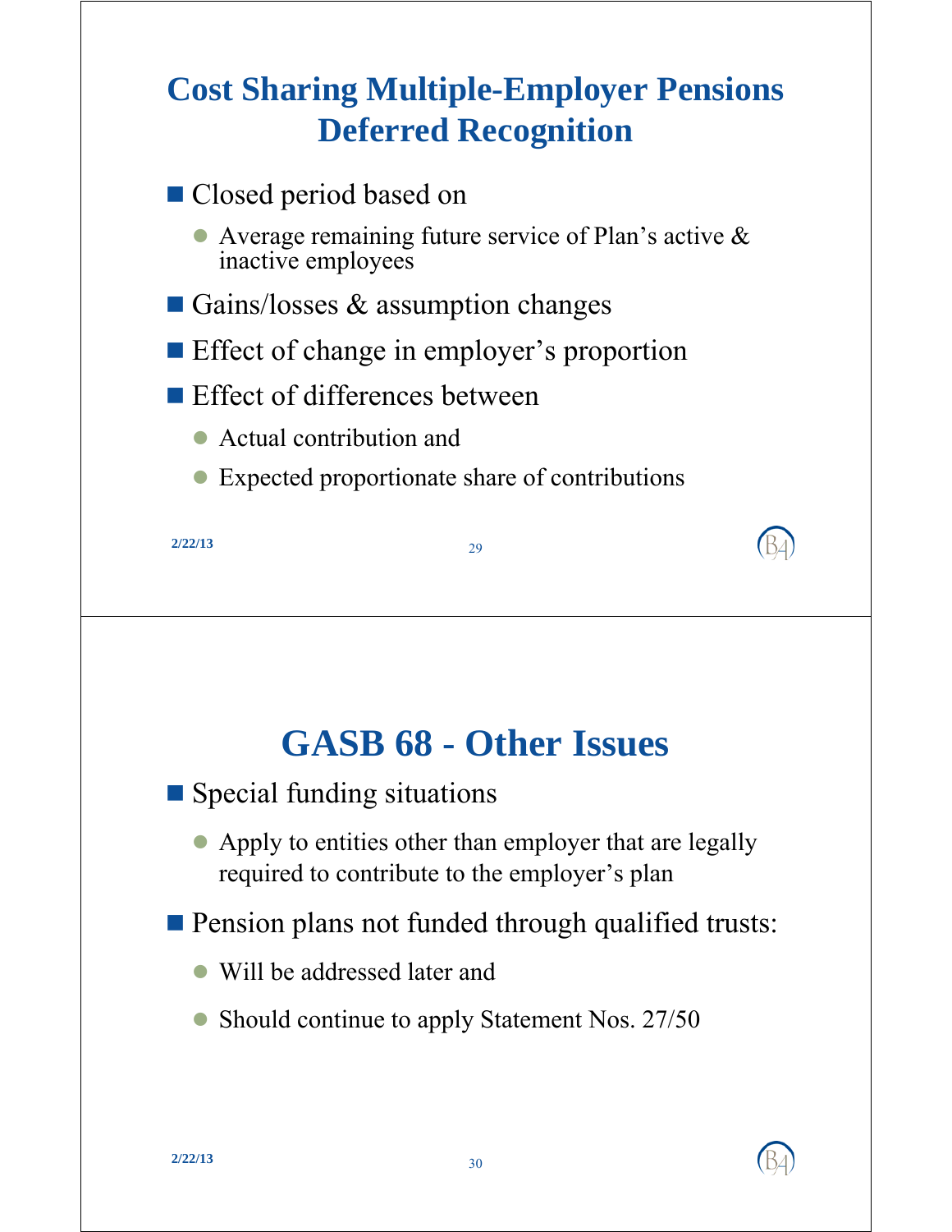## Cost Sharing Multiple-Employer Pensions Deferred Recognition

- Closed period based on
  - Average remaining future service of Plan's active & inactive employees
- Gains/losses & assumption changes
- Effect of change in employer's proportion
- Effect of differences between
  - Actual contribution and
  - Expected proportionate share of contributions

## GASB 68 - Other Issues

- Special funding situations
  - Apply to entities other than employer that are legally required to contribute to the employer's plan
- Pension plans not funded through qualified trusts:
  - Will be addressed later and
  - Should continue to apply Statement Nos. 27/50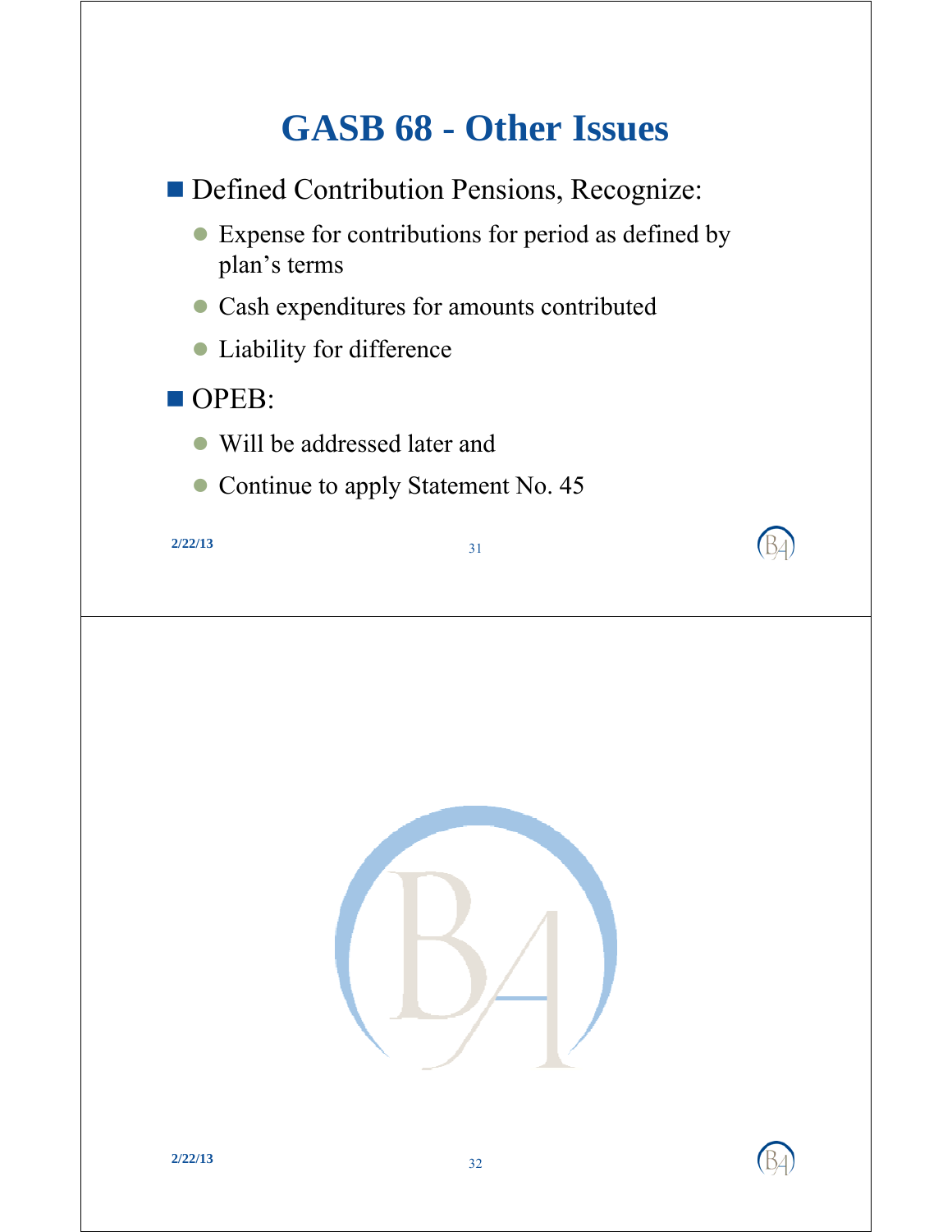# GASB 68 - Other Issues

- Defined Contribution Pensions, Recognize:
  - Expense for contributions for period as defined by plan's terms
  - Cash expenditures for amounts contributed
  - Liability for difference
- OPEB:
  - Will be addressed later and
  - Continue to apply Statement No. 45